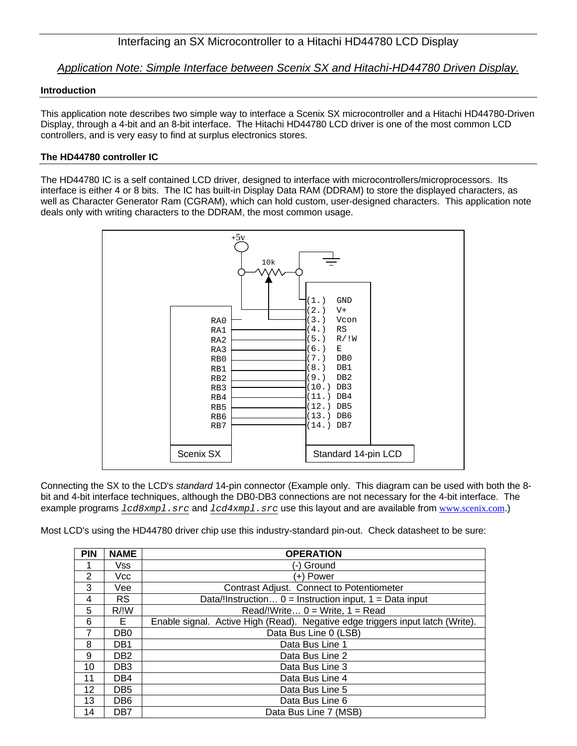# Interfacing an SX Microcontroller to a Hitachi HD44780 LCD Display

*Application Note: Simple Interface between Scenix SX and Hitachi-HD44780 Driven Display.*

## Introduction

This application note describes two simple way to interface a Scenix SX microcontroller and a Hitachi HD44780-Driven Display, through a 4-bit and an 8-bit interface. The Hitachi HD44780 LCD driver is one of the most common LCD controllers, and is very easy to find at surplus electronics stores.

## The HD44780 controller IC

The HD44780 IC is a self contained LCD driver, designed to interface with microcontrollers/microprocessors. Its interface is either 4 or 8 bits. The IC has built-in Display Data RAM (DDRAM) to store the displayed characters, as well as Character Generator Ram (CGRAM), which can hold custom, user-designed characters. This application note deals only with writing characters to the DDRAM, the most common usage.

```
                    +5v
                     |
                     |       10k
                     o---/\/\/\/---o
                     |      ^      |
                     |      |      +------ GND
                     |      |      |
                     |      |      |   +----------------+
   +-------------+   |      |      +---|(1.)  GND       |
   |         RA0 |---+------|----------|(2.)  V+        |
   |             |          +----------|(3.)  Vcon      |
   |         RA1 |---------------------|(4.)  RS        |
   |         RA2 |---------------------|(5.)  R/!W      |
   |         RA3 |---------------------|(6.)  E         |
   |         RB0 |---------------------|(7.)  DB0       |
   |         RB1 |---------------------|(8.)  DB1       |
   |         RB2 |---------------------|(9.)  DB2       |
   |         RB3 |---------------------|(10.) DB3       |
   |         RB4 |---------------------|(11.) DB4       |
   |         RB5 |---------------------|(12.) DB5       |
   |         RB6 |---------------------|(13.) DB6       |
   |         RB7 |---------------------|(14.) DB7       |
   |             |                     |                |
   +-------------+                     +----------------+
     Scenix SX                          Standard 14-pin LCD
```

Connecting the SX to the LCD's *standard* 14-pin connector (Example only. This diagram can be used with both the 8-bit and 4-bit interface techniques, although the DB0-DB3 connections are not necessary for the 4-bit interface. The example programs *lcd8xmpl.src* and *lcd4xmpl.src* use this layout and are available from www.scenix.com.)

Most LCD's using the HD44780 driver chip use this industry-standard pin-out. Check datasheet to be sure:

| PIN | NAME | OPERATION |
|---|---|---|
| 1 | Vss | (-) Ground |
| 2 | Vcc | (+) Power |
| 3 | Vee | Contrast Adjust. Connect to Potentiometer |
| 4 | RS | Data/!Instruction… 0 = Instruction input, 1 = Data input |
| 5 | R/!W | Read/!Write… 0 = Write, 1 = Read |
| 6 | E | Enable signal. Active High (Read). Negative edge triggers input latch (Write). |
| 7 | DB0 | Data Bus Line 0 (LSB) |
| 8 | DB1 | Data Bus Line 1 |
| 9 | DB2 | Data Bus Line 2 |
| 10 | DB3 | Data Bus Line 3 |
| 11 | DB4 | Data Bus Line 4 |
| 12 | DB5 | Data Bus Line 5 |
| 13 | DB6 | Data Bus Line 6 |
| 14 | DB7 | Data Bus Line 7 (MSB) |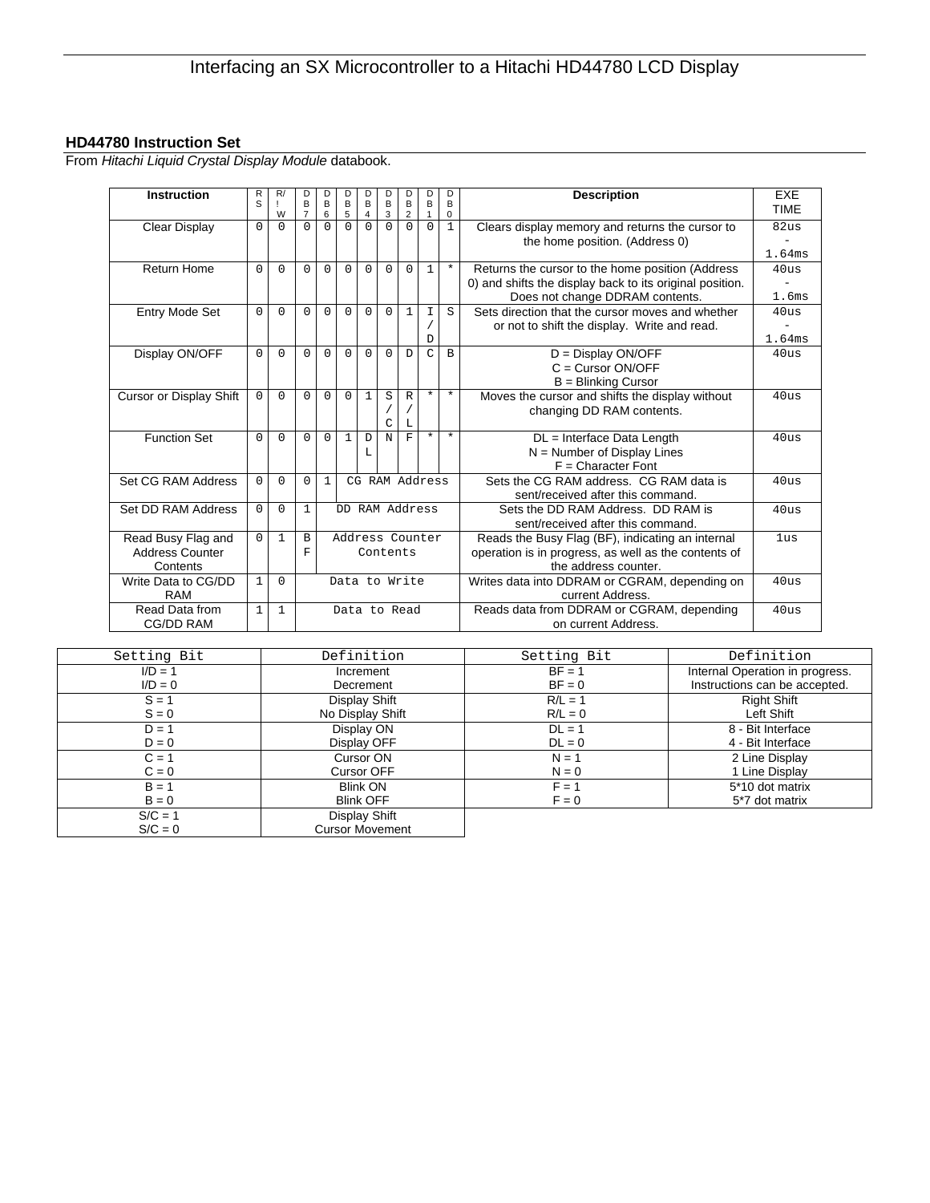## HD44780 Instruction Set

From *Hitachi Liquid Crystal Display Module* databook.

| Instruction | RS | R/!W | DB7 | DB6 | DB5 | DB4 | DB3 | DB2 | DB1 | DB0 | Description | EXE TIME |
|---|---|---|---|---|---|---|---|---|---|---|---|---|
| Clear Display | 0 | 0 | 0 | 0 | 0 | 0 | 0 | 0 | 0 | 1 | Clears display memory and returns the cursor to the home position. (Address 0) | 82us - 1.64ms |
| Return Home | 0 | 0 | 0 | 0 | 0 | 0 | 0 | 0 | 1 | * | Returns the cursor to the home position (Address 0) and shifts the display back to its original position. Does not change DDRAM contents. | 40us - 1.6ms |
| Entry Mode Set | 0 | 0 | 0 | 0 | 0 | 0 | 0 | 1 | I/D | S | Sets direction that the cursor moves and whether or not to shift the display. Write and read. | 40us - 1.64ms |
| Display ON/OFF | 0 | 0 | 0 | 0 | 0 | 0 | 1 | D | C | B | D = Display ON/OFF<br>C = Cursor ON/OFF<br>B = Blinking Cursor | 40us |
| Cursor or Display Shift | 0 | 0 | 0 | 0 | 0 | 1 | S/C | R/L | * | * | Moves the cursor and shifts the display without changing DD RAM contents. | 40us |
| Function Set | 0 | 0 | 0 | 0 | 1 | DL | N | F | * | * | DL = Interface Data Length<br>N = Number of Display Lines<br>F = Character Font | 40us |
| Set CG RAM Address | 0 | 0 | 0 | 1 | CG RAM Address | | | | | | Sets the CG RAM address. CG RAM data is sent/received after this command. | 40us |
| Set DD RAM Address | 0 | 0 | 1 | DD RAM Address | | | | | | | Sets the DD RAM Address. DD RAM is sent/received after this command. | 40us |
| Read Busy Flag and Address Counter Contents | 0 | 1 | BF | Address Counter Contents | | | | | | | Reads the Busy Flag (BF), indicating an internal operation is in progress, as well as the contents of the address counter. | 1us |
| Write Data to CG/DD RAM | 1 | 0 | Data to Write | | | | | | | | Writes data into DDRAM or CGRAM, depending on current Address. | 40us |
| Read Data from CG/DD RAM | 1 | 1 | Data to Read | | | | | | | | Reads data from DDRAM or CGRAM, depending on current Address. | 40us |

| Setting Bit | Definition | Setting Bit | Definition |
|---|---|---|---|
| I/D = 1<br>I/D = 0 | Increment<br>Decrement | BF = 1<br>BF = 0 | Internal Operation in progress.<br>Instructions can be accepted. |
| S = 1<br>S = 0 | Display Shift<br>No Display Shift | R/L = 1<br>R/L = 0 | Right Shift<br>Left Shift |
| D = 1<br>D = 0 | Display ON<br>Display OFF | DL = 1<br>DL = 0 | 8 - Bit Interface<br>4 - Bit Interface |
| C = 1<br>C = 0 | Cursor ON<br>Cursor OFF | N = 1<br>N = 0 | 2 Line Display<br>1 Line Display |
| B = 1<br>B = 0 | Blink ON<br>Blink OFF | F = 1<br>F = 0 | 5*10 dot matrix<br>5*7 dot matrix |
| S/C = 1<br>S/C = 0 | Display Shift<br>Cursor Movement | | |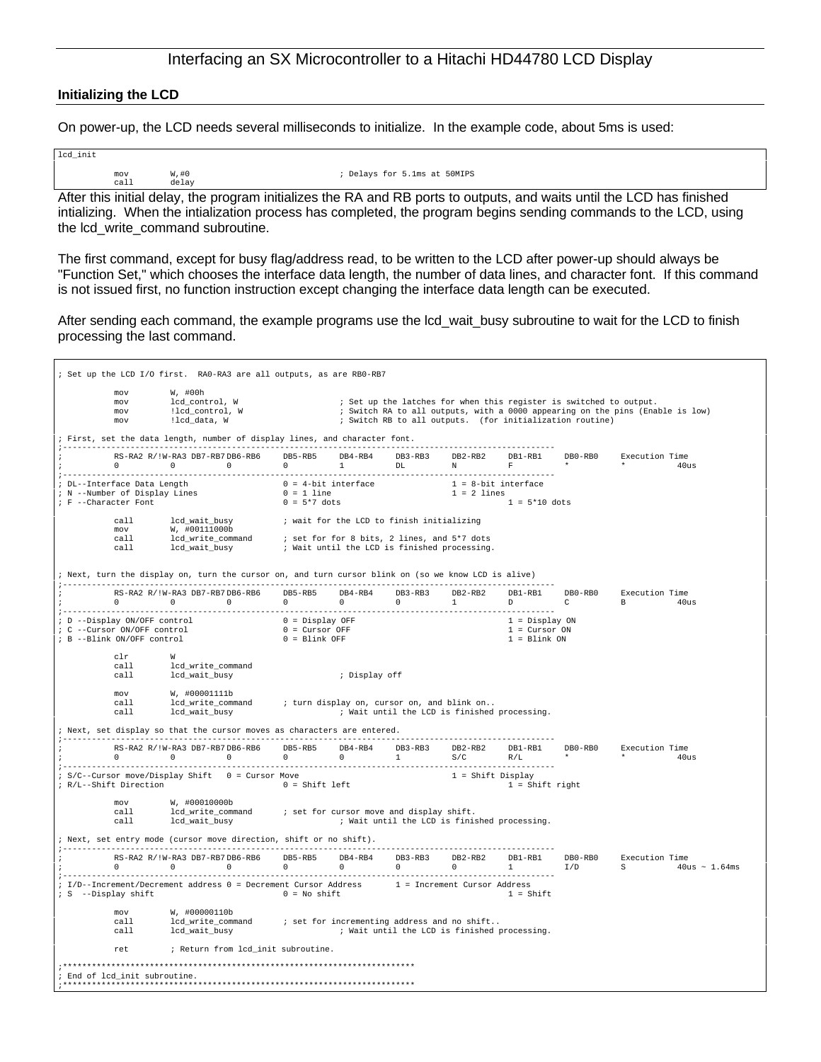## Initializing the LCD

On power-up, the LCD needs several milliseconds to initialize. In the example code, about 5ms is used:

```
lcd_init

          mov       W,#0                             ; Delays for 5.1ms at 50MIPS
          call      delay
```

After this initial delay, the program initializes the RA and RB ports to outputs, and waits until the LCD has finished intializing. When the intialization process has completed, the program begins sending commands to the LCD, using the lcd_write_command subroutine.

The first command, except for busy flag/address read, to be written to the LCD after power-up should always be "Function Set," which chooses the interface data length, the number of data lines, and character font. If this command is not issued first, no function instruction except changing the interface data length can be executed.

After sending each command, the example programs use the lcd_wait_busy subroutine to wait for the LCD to finish processing the last command.

```
; Set up the LCD I/O first.  RA0-RA3 are all outputs, as are RB0-RB7

          mov       W, #00h
          mov       lcd_control, W                ; Set up the latches for when this register is switched to output.
          mov       !lcd_control, W               ; Switch RA to all outputs, with a 0000 appearing on the pins (Enable is low)
          mov       !lcd_data, W                  ; Switch RB to all outputs.  (for initialization routine)

; First, set the data length, number of display lines, and character font.
;-----------------------------------------------------------------------------------------------------
;         RS-RA2 R/!W-RA3 DB7-RB7 DB6-RB6    DB5-RB5   DB4-RB4   DB3-RB3   DB2-RB2   DB1-RB1   DB0-RB0    Execution Time
;         0      0        0       0          1         DL        N         F         *         *          40us
;-----------------------------------------------------------------------------------------------------
; DL--Interface Data Length                  0 = 4-bit interface                1 = 8-bit interface
; N --Number of Display Lines                0 = 1 line                         1 = 2 lines
; F --Character Font                         0 = 5*7 dots                                 1 = 5*10 dots

          call      lcd_wait_busy        ; wait for the LCD to finish initializing
          mov       W, #00111000b
          call      lcd_write_command    ; set for for 8 bits, 2 lines, and 5*7 dots
          call      lcd_wait_busy        ; Wait until the LCD is finished processing.


; Next, turn the display on, turn the cursor on, and turn cursor blink on (so we know LCD is alive)
;-----------------------------------------------------------------------------------------------------
;         RS-RA2 R/!W-RA3 DB7-RB7 DB6-RB6    DB5-RB5   DB4-RB4   DB3-RB3   DB2-RB2   DB1-RB1   DB0-RB0    Execution Time
;         0      0        0       0          0         0         1         D         C         B          40us
;-----------------------------------------------------------------------------------------------------
; D --Display ON/OFF control                 0 = Display OFF                              1 = Display ON
; C --Cursor ON/OFF control                  0 = Cursor OFF                               1 = Cursor ON
; B --Blink ON/OFF control                   0 = Blink OFF                                1 = Blink ON

          clr       W
          call      lcd_write_command
          call      lcd_wait_busy                  ; Display off

          mov       W, #00001111b
          call      lcd_write_command    ; turn display on, cursor on, and blink on..
          call      lcd_wait_busy                  ; Wait until the LCD is finished processing.

; Next, set display so that the cursor moves as characters are entered.
;-----------------------------------------------------------------------------------------------------
;         RS-RA2 R/!W-RA3 DB7-RB7 DB6-RB6    DB5-RB5   DB4-RB4   DB3-RB3   DB2-RB2   DB1-RB1   DB0-RB0    Execution Time
;         0      0        0       0          0         1         S/C       R/L       *         *          40us
;-----------------------------------------------------------------------------------------------------
; S/C--Cursor move/Display Shift   0 = Cursor Move                      1 = Shift Display
; R/L--Shift Direction                       0 = Shift left                               1 = Shift right

          mov       W, #00010000b
          call      lcd_write_command    ; set for cursor move and display shift.
          call      lcd_wait_busy                  ; Wait until the LCD is finished processing.

; Next, set entry mode (cursor move direction, shift or no shift).
;-----------------------------------------------------------------------------------------------------
;         RS-RA2 R/!W-RA3 DB7-RB7 DB6-RB6    DB5-RB5   DB4-RB4   DB3-RB3   DB2-RB2   DB1-RB1   DB0-RB0    Execution Time
;         0      0        0       0          0         0         0         1         I/D       S          40us ~ 1.64ms
;-----------------------------------------------------------------------------------------------------
; I/D--Increment/Decrement address 0 = Decrement Cursor Address      1 = Increment Cursor Address
; S  --Display shift                         0 = No shift                                 1 = Shift

          mov       W, #00000110b
          call      lcd_write_command    ; set for incrementing address and no shift..
          call      lcd_wait_busy                  ; Wait until the LCD is finished processing.

          ret       ; Return from lcd_init subroutine.

;*************************************************************************
; End of lcd_init subroutine.
;*************************************************************************
```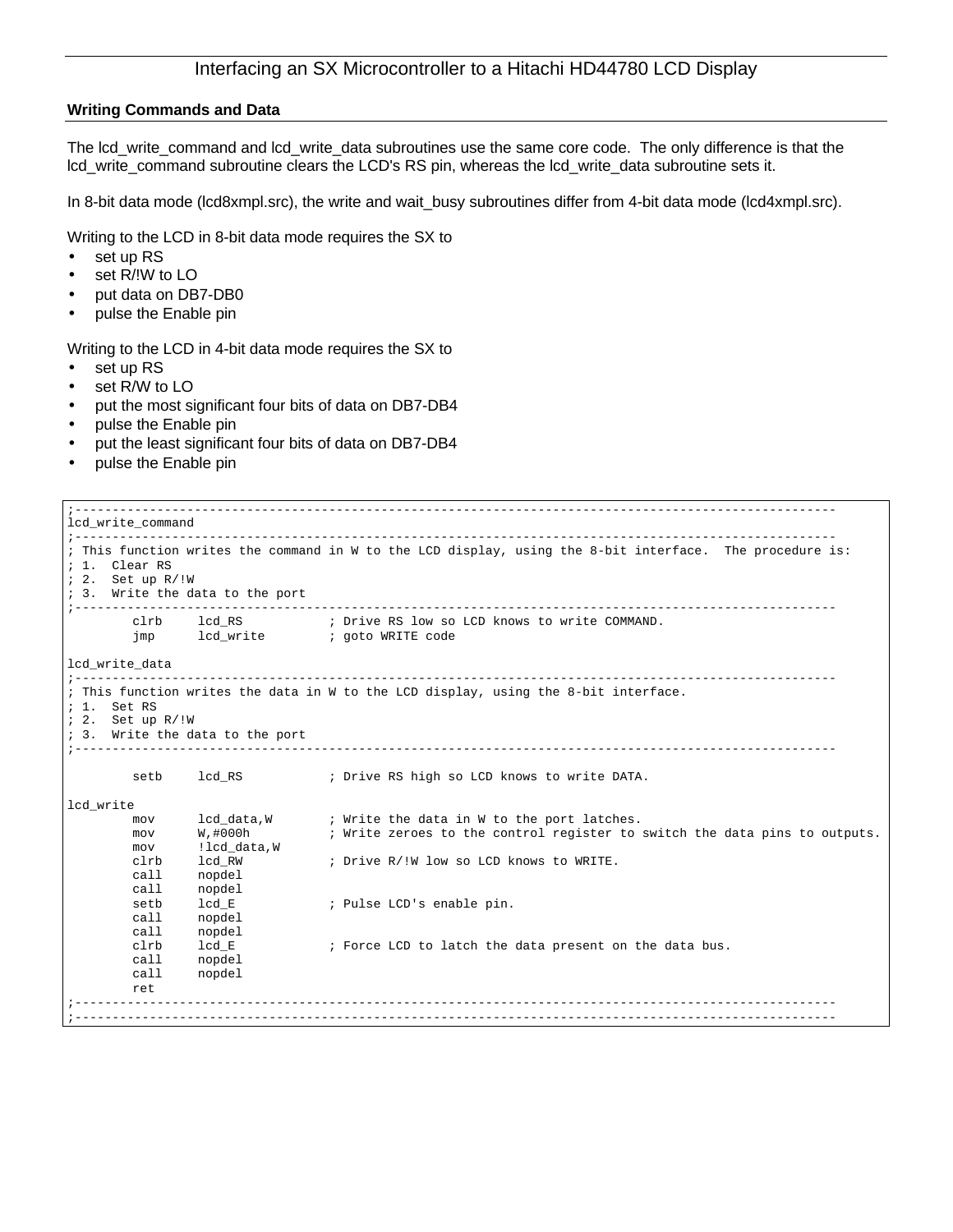## Writing Commands and Data

The lcd_write_command and lcd_write_data subroutines use the same core code. The only difference is that the lcd_write_command subroutine clears the LCD's RS pin, whereas the lcd_write_data subroutine sets it.

In 8-bit data mode (lcd8xmpl.src), the write and wait_busy subroutines differ from 4-bit data mode (lcd4xmpl.src).

Writing to the LCD in 8-bit data mode requires the SX to

- set up RS
- set R/!W to LO
- put data on DB7-DB0
- pulse the Enable pin

Writing to the LCD in 4-bit data mode requires the SX to

- set up RS
- set R/W to LO
- put the most significant four bits of data on DB7-DB4
- pulse the Enable pin
- put the least significant four bits of data on DB7-DB4
- pulse the Enable pin

```
;-----------------------------------------------------------------------------------------------------
lcd_write_command
;-----------------------------------------------------------------------------------------------------
; This function writes the command in W to the LCD display, using the 8-bit interface.  The procedure is:
; 1.  Clear RS
; 2.  Set up R/!W
; 3.  Write the data to the port
;-----------------------------------------------------------------------------------------------------
        clrb     lcd_RS           ; Drive RS low so LCD knows to write COMMAND.
        jmp      lcd_write        ; goto WRITE code

lcd_write_data
;-----------------------------------------------------------------------------------------------------
; This function writes the data in W to the LCD display, using the 8-bit interface.
; 1.  Set RS
; 2.  Set up R/!W
; 3.  Write the data to the port
;-----------------------------------------------------------------------------------------------------

        setb     lcd_RS           ; Drive RS high so LCD knows to write DATA.

lcd_write
        mov      lcd_data,W       ; Write the data in W to the port latches.
        mov      W,#000h          ; Write zeroes to the control register to switch the data pins to outputs.
        mov      !lcd_data,W
        clrb     lcd_RW           ; Drive R/!W low so LCD knows to WRITE.
        call     nopdel
        call     nopdel
        setb     lcd_E            ; Pulse LCD's enable pin.
        call     nopdel
        call     nopdel
        clrb     lcd_E            ; Force LCD to latch the data present on the data bus.
        call     nopdel
        call     nopdel
        ret
;-----------------------------------------------------------------------------------------------------
;-----------------------------------------------------------------------------------------------------
```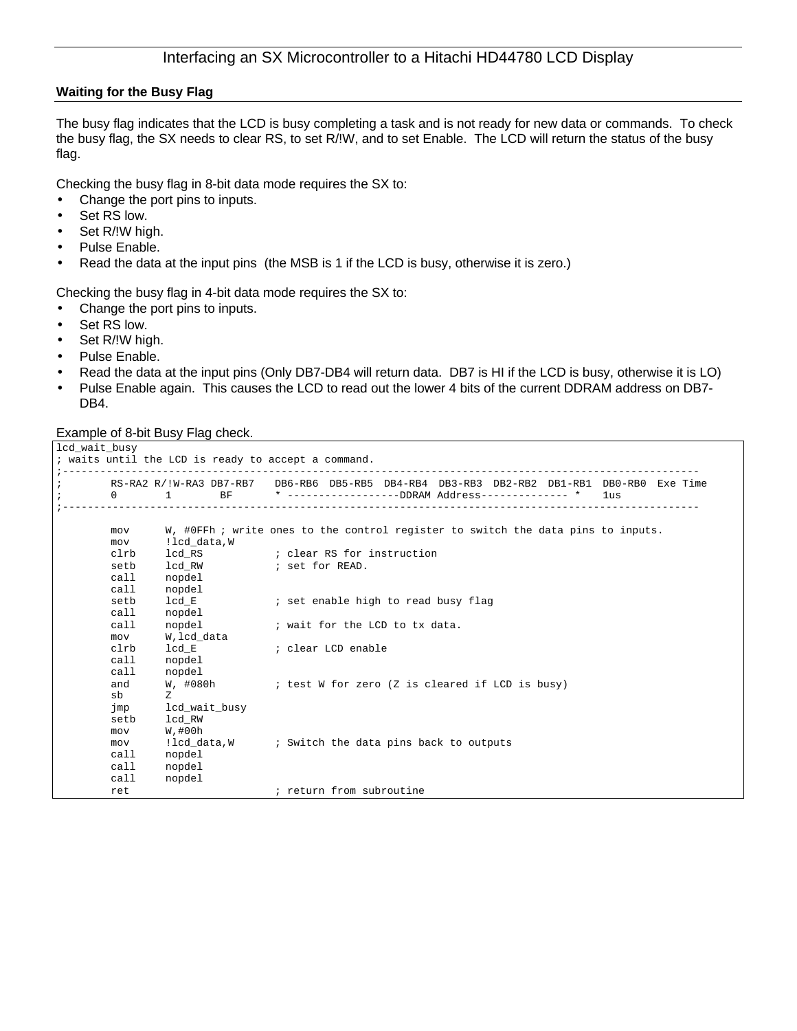## Waiting for the Busy Flag

The busy flag indicates that the LCD is busy completing a task and is not ready for new data or commands. To check the busy flag, the SX needs to clear RS, to set R/!W, and to set Enable. The LCD will return the status of the busy flag.

Checking the busy flag in 8-bit data mode requires the SX to:

- Change the port pins to inputs.
- Set RS low.
- Set R/!W high.
- Pulse Enable.
- Read the data at the input pins (the MSB is 1 if the LCD is busy, otherwise it is zero.)

Checking the busy flag in 4-bit data mode requires the SX to:

- Change the port pins to inputs.
- Set RS low.
- Set R/!W high.
- Pulse Enable.
- Read the data at the input pins (Only DB7-DB4 will return data. DB7 is HI if the LCD is busy, otherwise it is LO)
- Pulse Enable again. This causes the LCD to read out the lower 4 bits of the current DDRAM address on DB7-DB4.

Example of 8-bit Busy Flag check.

```
lcd_wait_busy
; waits until the LCD is ready to accept a command.
;-----------------------------------------------------------------------------------------------------
;       RS-RA2 R/!W-RA3 DB7-RB7   DB6-RB6  DB5-RB5  DB4-RB4  DB3-RB3  DB2-RB2  DB1-RB1  DB0-RB0  Exe Time
;       0       1        BF       * -----------------DDRAM Address-------------- *    1us
;-----------------------------------------------------------------------------------------------------

        mov      W, #0FFh ; write ones to the control register to switch the data pins to inputs.
        mov      !lcd_data,W
        clrb     lcd_RS           ; clear RS for instruction
        setb     lcd_RW           ; set for READ.
        call     nopdel
        call     nopdel
        setb     lcd_E            ; set enable high to read busy flag
        call     nopdel
        call     nopdel           ; wait for the LCD to tx data.
        mov      W,lcd_data
        clrb     lcd_E            ; clear LCD enable
        call     nopdel
        call     nopdel
        and      W, #080h         ; test W for zero (Z is cleared if LCD is busy)
        sb       Z
        jmp      lcd_wait_busy
        setb     lcd_RW
        mov      W,#00h
        mov      !lcd_data,W      ; Switch the data pins back to outputs
        call     nopdel
        call     nopdel
        call     nopdel
        ret                       ; return from subroutine
```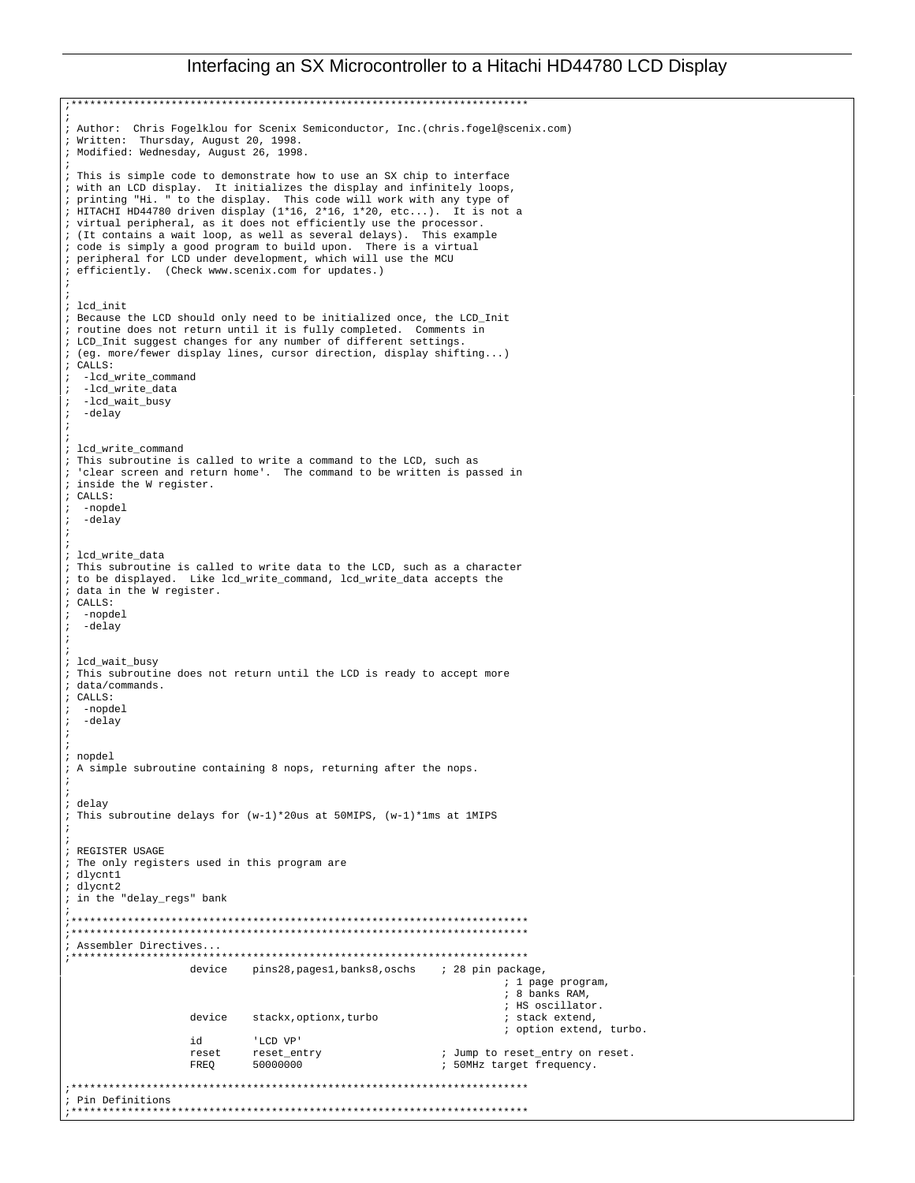# Interfacing an SX Microcontroller to a Hitachi HD44780 LCD Display

```
;*************************************************************************
;
; Author:  Chris Fogelklou for Scenix Semiconductor, Inc.(chris.fogel@scenix.com)
; Written:  Thursday, August 20, 1998.
; Modified: Wednesday, August 26, 1998.
;
; This is simple code to demonstrate how to use an SX chip to interface
; with an LCD display.  It initializes the display and infinitely loops,
; printing "Hi. " to the display.  This code will work with any type of
; HITACHI HD44780 driven display (1*16, 2*16, 1*20, etc...).  It is not a
; virtual peripheral, as it does not efficiently use the processor.
; (It contains a wait loop, as well as several delays).  This example
; code is simply a good program to build upon.  There is a virtual
; peripheral for LCD under development, which will use the MCU
; efficiently.  (Check www.scenix.com for updates.)
;
;
; lcd_init
; Because the LCD should only need to be initialized once, the LCD_Init
; routine does not return until it is fully completed.  Comments in
; LCD_Init suggest changes for any number of different settings.
; (eg. more/fewer display lines, cursor direction, display shifting...)
; CALLS:
;   -lcd_write_command
;   -lcd_write_data
;   -lcd_wait_busy
;   -delay
;
;
; lcd_write_command
; This subroutine is called to write a command to the LCD, such as
; 'clear screen and return home'.  The command to be written is passed in
; inside the W register.
; CALLS:
;   -nopdel
;   -delay
;
;
; lcd_write_data
; This subroutine is called to write data to the LCD, such as a character
; to be displayed.  Like lcd_write_command, lcd_write_data accepts the
; data in the W register.
; CALLS:
;   -nopdel
;   -delay
;
;
; lcd_wait_busy
; This subroutine does not return until the LCD is ready to accept more
; data/commands.
; CALLS:
;   -nopdel
;   -delay
;
;
; nopdel
; A simple subroutine containing 8 nops, returning after the nops.
;
;
; delay
; This subroutine delays for (w-1)*20us at 50MIPS, (w-1)*1ms at 1MIPS
;
;
; REGISTER USAGE
; The only registers used in this program are
; dlycnt1
; dlycnt2
; in the "delay_regs" bank
;
;*************************************************************************
;*************************************************************************
; Assembler Directives...
;*************************************************************************
                    device    pins28,pages1,banks8,oschs    ; 28 pin package,
                                                            ; 1 page program,
                                                            ; 8 banks RAM,
                                                            ; HS oscillator.
                    device    stackx,optionx,turbo          ; stack extend,
                                                            ; option extend, turbo.
                    id        'LCD VP'
                    reset     reset_entry                   ; Jump to reset_entry on reset.
                    FREQ      50000000                      ; 50MHz target frequency.

;*************************************************************************
; Pin Definitions
;*************************************************************************
```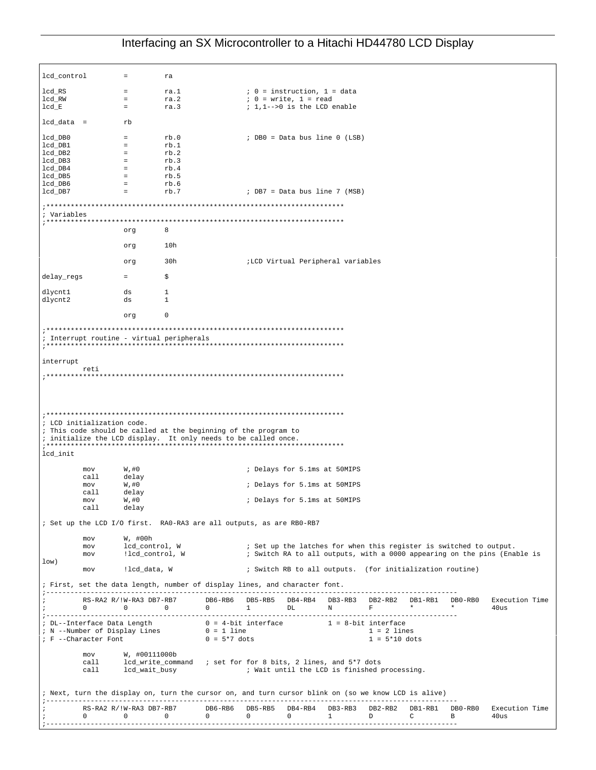```
lcd_control         =         ra

lcd_RS              =         ra.1              ; 0 = instruction, 1 = data
lcd_RW              =         ra.2              ; 0 = write, 1 = read
lcd_E               =         ra.3              ; 1,1-->0 is the LCD enable

lcd_data  =         rb

lcd_DB0             =         rb.0              ; DB0 = Data bus line 0 (LSB)
lcd_DB1             =         rb.1
lcd_DB2             =         rb.2
lcd_DB3             =         rb.3
lcd_DB4             =         rb.4
lcd_DB5             =         rb.5
lcd_DB6             =         rb.6
lcd_DB7             =         rb.7              ; DB7 = Data bus line 7 (MSB)

;************************************************************************
; Variables
;************************************************************************
                    org       8

                    org       10h

                    org       30h               ;LCD Virtual Peripheral variables

delay_regs          =         $

dlycnt1             ds        1
dlycnt2             ds        1

                    org       0

;************************************************************************
; Interrupt routine - virtual peripherals
;************************************************************************

interrupt
          reti
;************************************************************************




;************************************************************************
; LCD initialization code.
; This code should be called at the beginning of the program to
; initialize the LCD display.  It only needs to be called once.
;************************************************************************
lcd_init

          mov       W,#0                        ; Delays for 5.1ms at 50MIPS
          call      delay
          mov       W,#0                        ; Delays for 5.1ms at 50MIPS
          call      delay
          mov       W,#0                        ; Delays for 5.1ms at 50MIPS
          call      delay

; Set up the LCD I/O first.  RA0-RA3 are all outputs, as are RB0-RB7

          mov       W, #00h
          mov       lcd_control, W              ; Set up the latches for when this register is switched to output.
          mov       !lcd_control, W             ; Switch RA to all outputs, with a 0000 appearing on the pins (Enable is
low)
          mov       !lcd_data, W                ; Switch RB to all outputs.  (for initialization routine)

; First, set the data length, number of display lines, and character font.
;---------------------------------------------------------------------------------------------------
;         RS-RA2 R/!W-RA3 DB7-RB7       DB6-RB6   DB5-RB5   DB4-RB4   DB3-RB3   DB2-RB2   DB1-RB1   DB0-RB0   Execution Time
;         0       0        0             0         1         DL        N         F         *         *         40us
;---------------------------------------------------------------------------------------------------
; DL--Interface Data Length             0 = 4-bit interface          1 = 8-bit interface
; N --Number of Display Lines           0 = 1 line                             1 = 2 lines
; F --Character Font                    0 = 5*7 dots                           1 = 5*10 dots

          mov       W, #00111000b
          call      lcd_write_command   ; set for for 8 bits, 2 lines, and 5*7 dots
          call      lcd_wait_busy               ; Wait until the LCD is finished processing.


; Next, turn the display on, turn the cursor on, and turn cursor blink on (so we know LCD is alive)
;---------------------------------------------------------------------------------------------------
;         RS-RA2 R/!W-RA3 DB7-RB7       DB6-RB6   DB5-RB5   DB4-RB4   DB3-RB3   DB2-RB2   DB1-RB1   DB0-RB0   Execution Time
;         0       0        0             0         0         0         1         D         C         B         40us
;---------------------------------------------------------------------------------------------------
```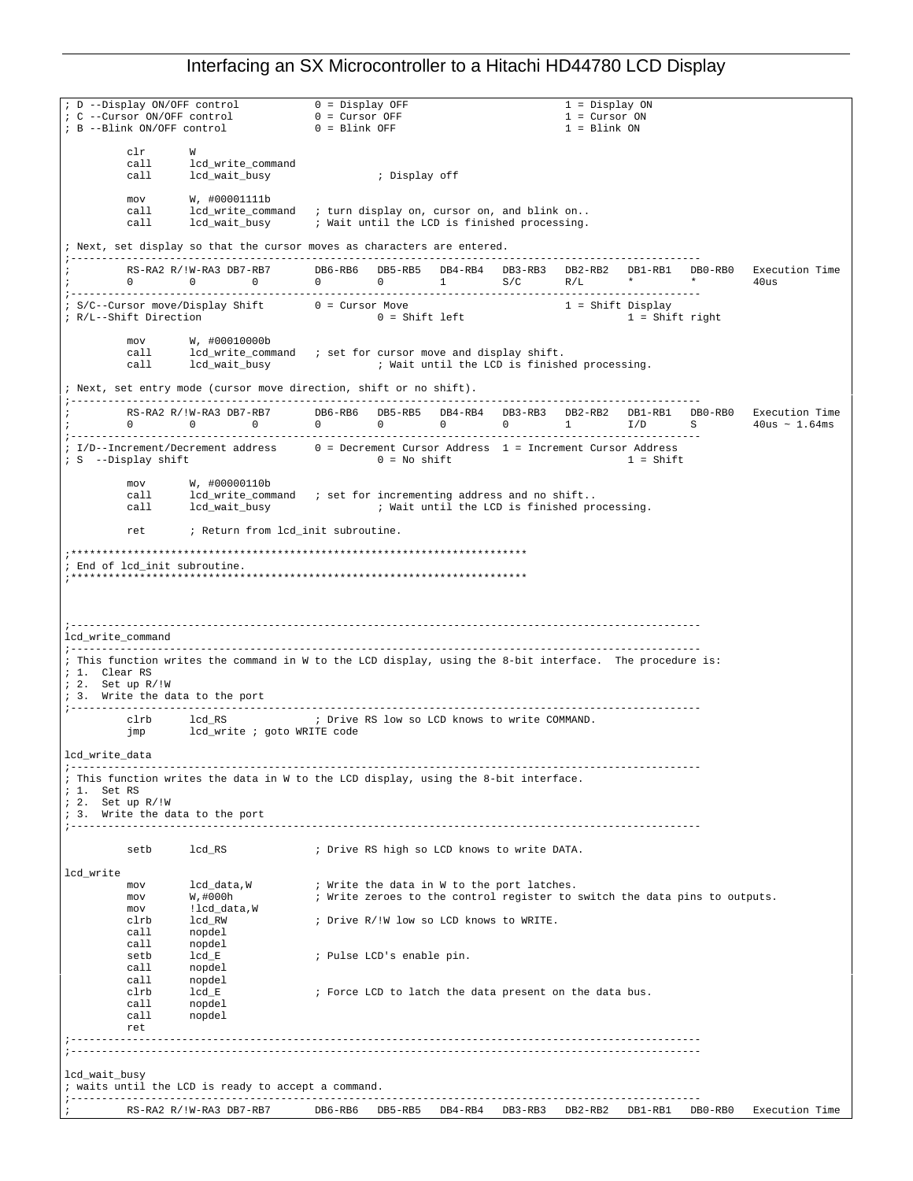```
; D --Display ON/OFF control            0 = Display OFF                         1 = Display ON
; C --Cursor ON/OFF control             0 = Cursor OFF                          1 = Cursor ON
; B --Blink ON/OFF control              0 = Blink OFF                           1 = Blink ON

          clr       W
          call      lcd_write_command
          call      lcd_wait_busy              ; Display off

          mov       W, #00001111b
          call      lcd_write_command   ; turn display on, cursor on, and blink on..
          call      lcd_wait_busy       ; Wait until the LCD is finished processing.

; Next, set display so that the cursor moves as characters are entered.
;----------------------------------------------------------------------------------------------------
;         RS-RA2 R/!W-RA3 DB7-RB7       DB6-RB6   DB5-RB5   DB4-RB4   DB3-RB3   DB2-RB2   DB1-RB1   DB0-RB0   Execution Time
;         0         0         0         0         0         1         S/C       R/L       *         *         40us
;----------------------------------------------------------------------------------------------------
; S/C--Cursor move/Display Shift        0 = Cursor Move                         1 = Shift Display
; R/L--Shift Direction                            0 = Shift left                          1 = Shift right

          mov       W, #00010000b
          call      lcd_write_command   ; set for cursor move and display shift.
          call      lcd_wait_busy              ; Wait until the LCD is finished processing.

; Next, set entry mode (cursor move direction, shift or no shift).
;----------------------------------------------------------------------------------------------------
;         RS-RA2 R/!W-RA3 DB7-RB7       DB6-RB6   DB5-RB5   DB4-RB4   DB3-RB3   DB2-RB2   DB1-RB1   DB0-RB0   Execution Time
;         0         0         0         0         0         0         0         1         I/D       S         40us ~ 1.64ms
;----------------------------------------------------------------------------------------------------
; I/D--Increment/Decrement address      0 = Decrement Cursor Address  1 = Increment Cursor Address
; S  --Display shift                              0 = No shift                            1 = Shift

          mov       W, #00000110b
          call      lcd_write_command   ; set for incrementing address and no shift..
          call      lcd_wait_busy              ; Wait until the LCD is finished processing.

          ret       ; Return from lcd_init subroutine.

;*************************************************************************
; End of lcd_init subroutine.
;*************************************************************************



;----------------------------------------------------------------------------------------------------
lcd_write_command
;----------------------------------------------------------------------------------------------------
; This function writes the command in W to the LCD display, using the 8-bit interface.  The procedure is:
; 1.  Clear RS
; 2.  Set up R/!W
; 3.  Write the data to the port
;----------------------------------------------------------------------------------------------------
          clrb      lcd_RS              ; Drive RS low so LCD knows to write COMMAND.
          jmp       lcd_write ; goto WRITE code

lcd_write_data
;----------------------------------------------------------------------------------------------------
; This function writes the data in W to the LCD display, using the 8-bit interface.
; 1.  Set RS
; 2.  Set up R/!W
; 3.  Write the data to the port
;----------------------------------------------------------------------------------------------------

          setb      lcd_RS              ; Drive RS high so LCD knows to write DATA.

lcd_write
          mov       lcd_data,W          ; Write the data in W to the port latches.
          mov       W,#000h             ; Write zeroes to the control register to switch the data pins to outputs.
          mov       !lcd_data,W
          clrb      lcd_RW              ; Drive R/!W low so LCD knows to WRITE.
          call      nopdel
          call      nopdel
          setb      lcd_E               ; Pulse LCD's enable pin.
          call      nopdel
          call      nopdel
          clrb      lcd_E               ; Force LCD to latch the data present on the data bus.
          call      nopdel
          call      nopdel
          ret
;----------------------------------------------------------------------------------------------------
;----------------------------------------------------------------------------------------------------

lcd_wait_busy
; waits until the LCD is ready to accept a command.
;----------------------------------------------------------------------------------------------------
;         RS-RA2 R/!W-RA3 DB7-RB7       DB6-RB6   DB5-RB5   DB4-RB4   DB3-RB3   DB2-RB2   DB1-RB1   DB0-RB0   Execution Time
```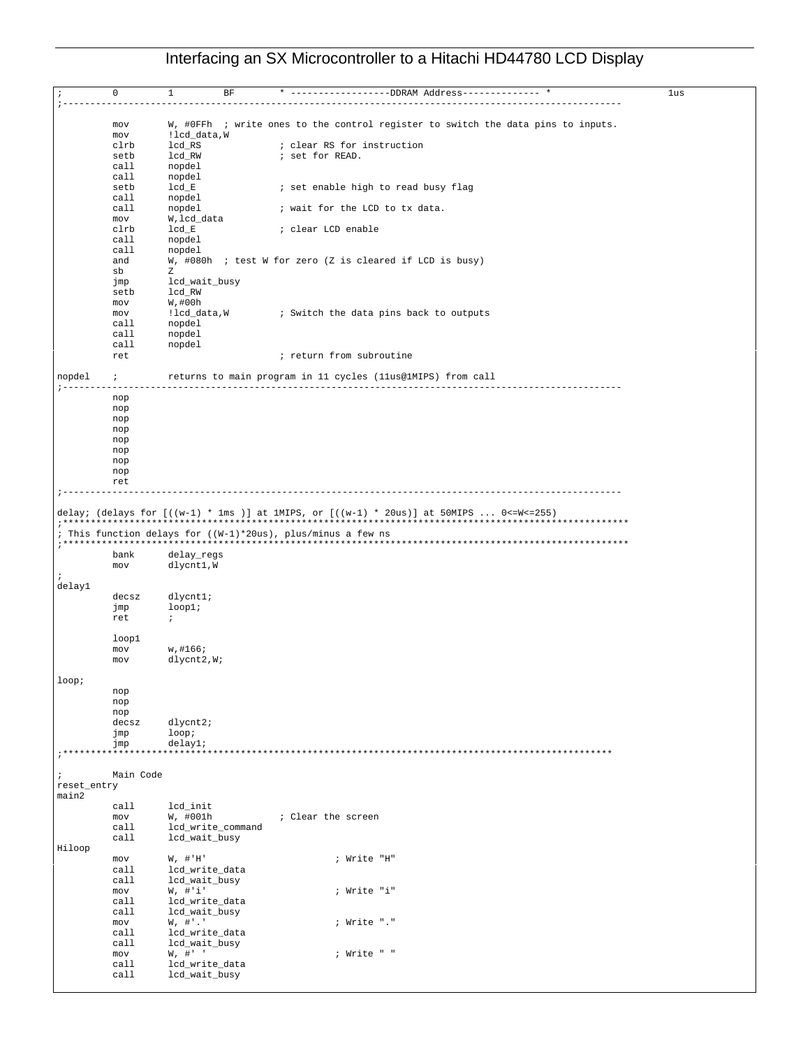```
;         0         1         BF        * ------------------DDRAM Address-------------- *                      1us
;----------------------------------------------------------------------------------------------------

          mov       W, #0FFh  ; write ones to the control register to switch the data pins to inputs.
          mov       !lcd_data,W
          clrb      lcd_RS              ; clear RS for instruction
          setb      lcd_RW              ; set for READ.
          call      nopdel
          call      nopdel
          setb      lcd_E               ; set enable high to read busy flag
          call      nopdel
          call      nopdel              ; wait for the LCD to tx data.
          mov       W,lcd_data
          clrb      lcd_E               ; clear LCD enable
          call      nopdel
          call      nopdel
          and       W, #080h  ; test W for zero (Z is cleared if LCD is busy)
          sb        Z
          jmp       lcd_wait_busy
          setb      lcd_RW
          mov       W,#00h
          mov       !lcd_data,W         ; Switch the data pins back to outputs
          call      nopdel
          call      nopdel
          call      nopdel
          ret                           ; return from subroutine

nopdel    ;         returns to main program in 11 cycles (11us@1MIPS) from call
;----------------------------------------------------------------------------------------------------
          nop
          nop
          nop
          nop
          nop
          nop
          nop
          nop
          ret
;----------------------------------------------------------------------------------------------------

delay; (delays for [((w-1) * 1ms )] at 1MIPS, or [((w-1) * 20us)] at 50MIPS ... 0<=W<=255)
;*****************************************************************************************************
; This function delays for ((W-1)*20us), plus/minus a few ns
;*****************************************************************************************************
          bank      delay_regs
          mov       dlycnt1,W
;
delay1
          decsz     dlycnt1;
          jmp       loop1;
          ret       ;

          loop1
          mov       w,#166;
          mov       dlycnt2,W;

loop;
          nop
          nop
          nop
          decsz     dlycnt2;
          jmp       loop;
          jmp       delay1;
;****************************************************************************************************

;         Main Code
reset_entry
main2
          call      lcd_init
          mov       W, #001h            ; Clear the screen
          call      lcd_write_command
          call      lcd_wait_busy
Hiloop
          mov       W, #'H'                       ; Write "H"
          call      lcd_write_data
          call      lcd_wait_busy
          mov       W, #'i'                       ; Write "i"
          call      lcd_write_data
          call      lcd_wait_busy
          mov       W, #'.'                       ; Write "."
          call      lcd_write_data
          call      lcd_wait_busy
          mov       W, #' '                       ; Write " "
          call      lcd_write_data
          call      lcd_wait_busy
```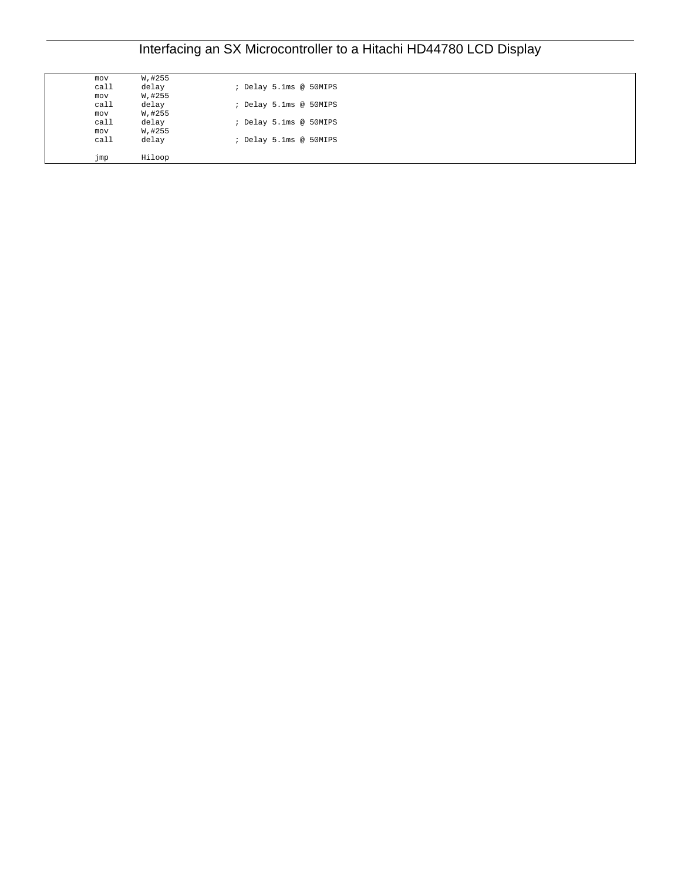```
        mov     W,#255
        call    delay               ; Delay 5.1ms @ 50MIPS
        mov     W,#255
        call    delay               ; Delay 5.1ms @ 50MIPS
        mov     W,#255
        call    delay               ; Delay 5.1ms @ 50MIPS
        mov     W,#255
        call    delay               ; Delay 5.1ms @ 50MIPS

        jmp     Hiloop
```